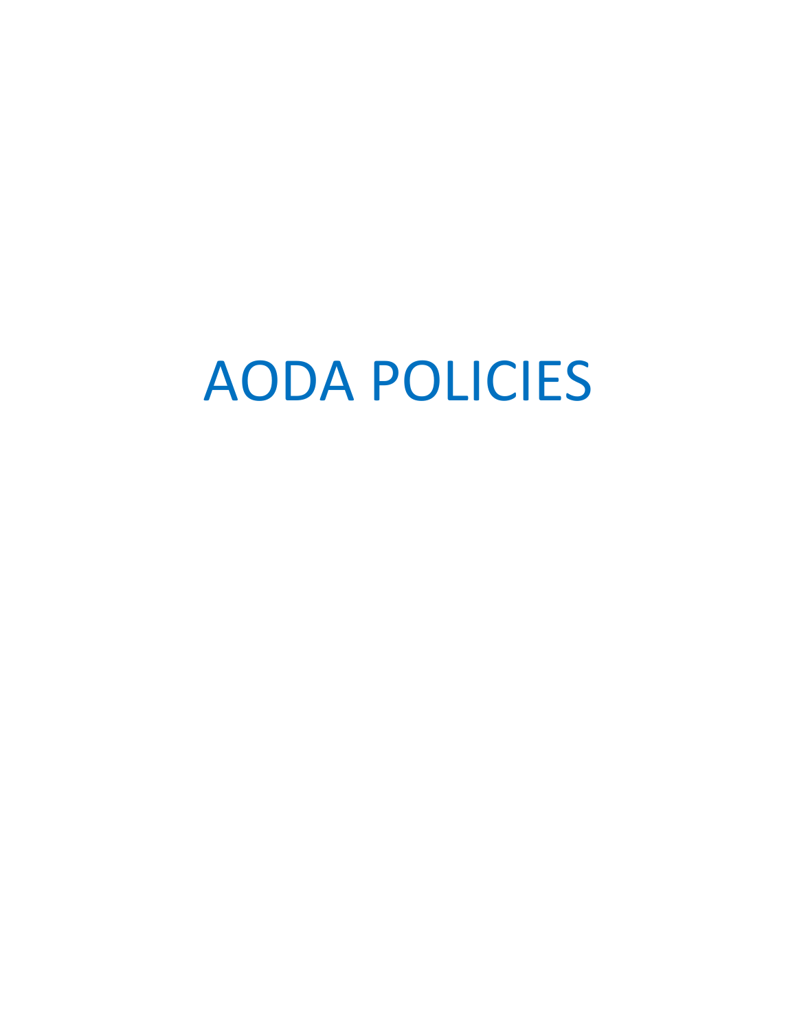# AODA POLICIES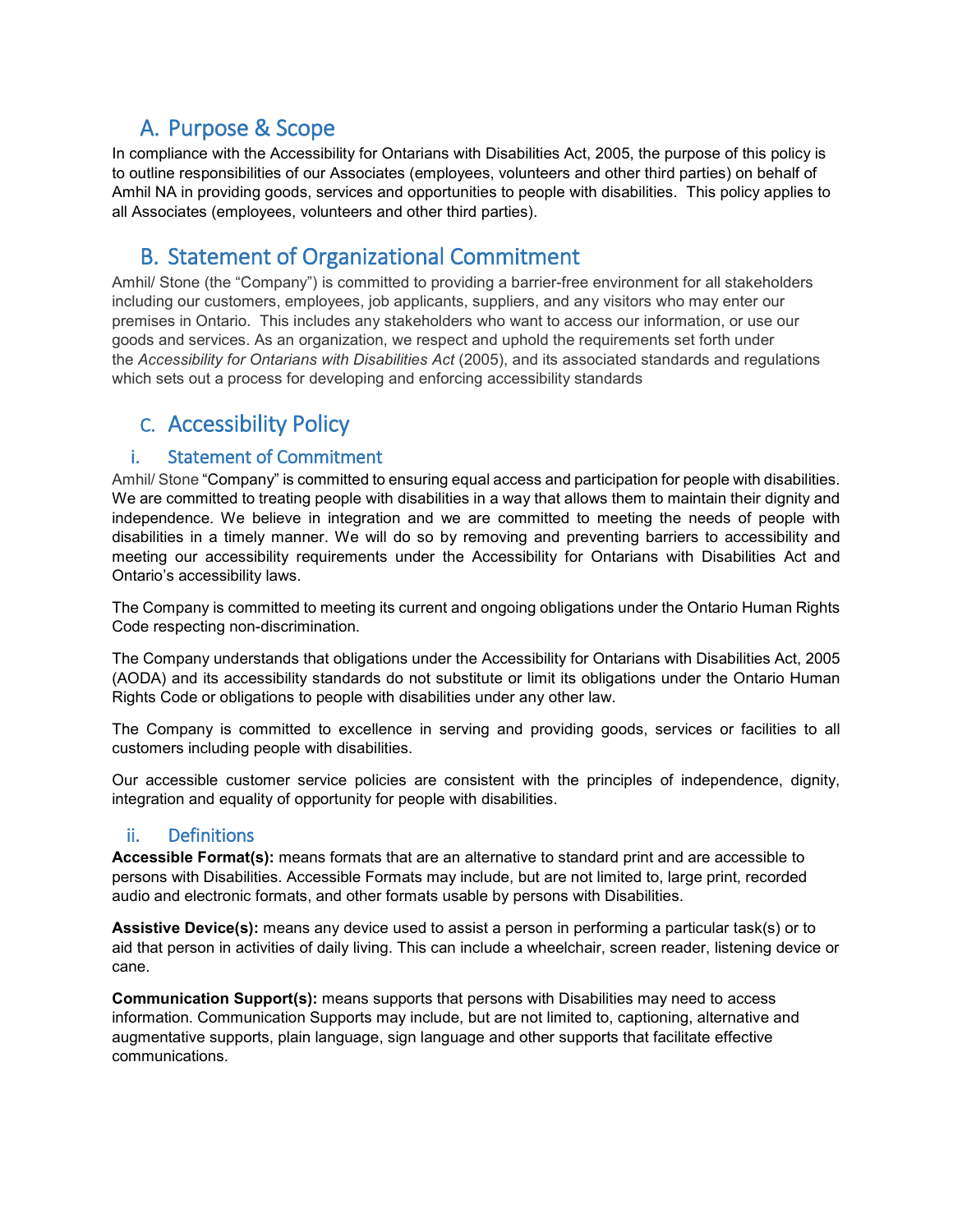## A. Purpose & Scope

In compliance with the Accessibility for Ontarians with Disabilities Act, 2005, the purpose of this policy is to outline responsibilities of our Associates (employees, volunteers and other third parties) on behalf of Amhil NA in providing goods, services and opportunities to people with disabilities. This policy applies to all Associates (employees, volunteers and other third parties).

## B. Statement of Organizational Commitment

Amhil/ Stone (the "Company") is committed to providing a barrier-free environment for all stakeholders including our customers, employees, job applicants, suppliers, and any visitors who may enter our premises in Ontario. This includes any stakeholders who want to access our information, or use our goods and services. As an organization, we respect and uphold the requirements set forth under the *Accessibility for Ontarians with Disabilities Act* (2005), and its associated standards and regulations which sets out a process for developing and enforcing accessibility standards

## C. Accessibility Policy

### i. Statement of Commitment

Amhil/ Stone "Company" is committed to ensuring equal access and participation for people with disabilities. We are committed to treating people with disabilities in a way that allows them to maintain their dignity and independence. We believe in integration and we are committed to meeting the needs of people with disabilities in a timely manner. We will do so by removing and preventing barriers to accessibility and meeting our accessibility requirements under the Accessibility for Ontarians with Disabilities Act and Ontario's accessibility laws.

The Company is committed to meeting its current and ongoing obligations under the Ontario Human Rights Code respecting non-discrimination.

The Company understands that obligations under the Accessibility for Ontarians with Disabilities Act, 2005 (AODA) and its accessibility standards do not substitute or limit its obligations under the Ontario Human Rights Code or obligations to people with disabilities under any other law.

The Company is committed to excellence in serving and providing goods, services or facilities to all customers including people with disabilities.

Our accessible customer service policies are consistent with the principles of independence, dignity, integration and equality of opportunity for people with disabilities.

### ii. Definitions

**Accessible Format(s):** means formats that are an alternative to standard print and are accessible to persons with Disabilities. Accessible Formats may include, but are not limited to, large print, recorded audio and electronic formats, and other formats usable by persons with Disabilities.

**Assistive Device(s):** means any device used to assist a person in performing a particular task(s) or to aid that person in activities of daily living. This can include a wheelchair, screen reader, listening device or cane.

**Communication Support(s):** means supports that persons with Disabilities may need to access information. Communication Supports may include, but are not limited to, captioning, alternative and augmentative supports, plain language, sign language and other supports that facilitate effective communications.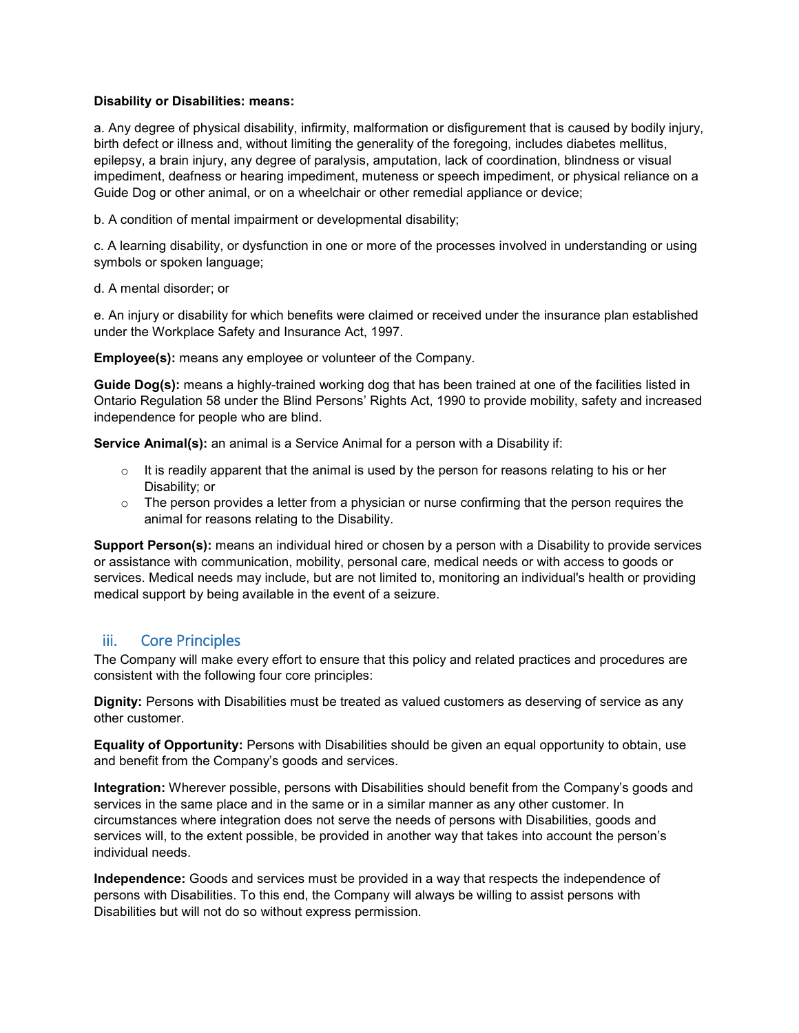**Disability or Disabilities: means:**

a. Any degree of physical disability, infirmity, malformation or disfigurement that is caused by bodily injury, birth defect or illness and, without limiting the generality of the foregoing, includes diabetes mellitus, epilepsy, a brain injury, any degree of paralysis, amputation, lack of coordination, blindness or visual impediment, deafness or hearing impediment, muteness or speech impediment, or physical reliance on a Guide Dog or other animal, or on a wheelchair or other remedial appliance or device;

b. A condition of mental impairment or developmental disability;

c. A learning disability, or dysfunction in one or more of the processes involved in understanding or using symbols or spoken language;

d. A mental disorder; or

e. An injury or disability for which benefits were claimed or received under the insurance plan established under the Workplace Safety and Insurance Act, 1997.

**Employee(s):** means any employee or volunteer of the Company.

**Guide Dog(s):** means a highly-trained working dog that has been trained at one of the facilities listed in Ontario Regulation 58 under the Blind Persons' Rights Act, 1990 to provide mobility, safety and increased independence for people who are blind.

**Service Animal(s):** an animal is a Service Animal for a person with a Disability if:

- It is readily apparent that the animal is used by the person for reasons relating to his or her Disability; or
- The person provides a letter from a physician or nurse confirming that the person requires the animal for reasons relating to the Disability.

**Support Person(s):** means an individual hired or chosen by a person with a Disability to provide services or assistance with communication, mobility, personal care, medical needs or with access to goods or services. Medical needs may include, but are not limited to, monitoring an individual's health or providing medical support by being available in the event of a seizure.

## iii. Core Principles

The Company will make every effort to ensure that this policy and related practices and procedures are consistent with the following four core principles:

**Dignity:** Persons with Disabilities must be treated as valued customers as deserving of service as any other customer.

**Equality of Opportunity:** Persons with Disabilities should be given an equal opportunity to obtain, use and benefit from the Company's goods and services.

**Integration:** Wherever possible, persons with Disabilities should benefit from the Company's goods and services in the same place and in the same or in a similar manner as any other customer. In circumstances where integration does not serve the needs of persons with Disabilities, goods and services will, to the extent possible, be provided in another way that takes into account the person's individual needs.

**Independence:** Goods and services must be provided in a way that respects the independence of persons with Disabilities. To this end, the Company will always be willing to assist persons with Disabilities but will not do so without express permission.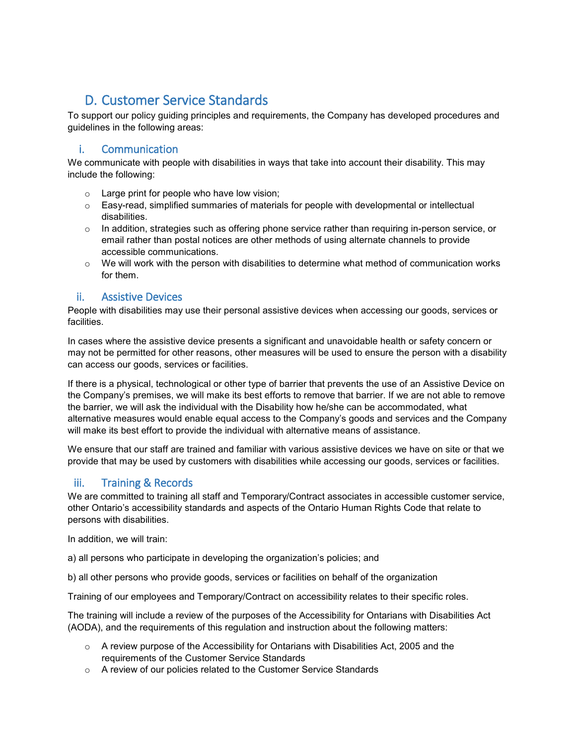## D. Customer Service Standards

To support our policy guiding principles and requirements, the Company has developed procedures and guidelines in the following areas:

### i. Communication

We communicate with people with disabilities in ways that take into account their disability. This may include the following:

- Large print for people who have low vision;
- Easy-read, simplified summaries of materials for people with developmental or intellectual disabilities.
- In addition, strategies such as offering phone service rather than requiring in-person service, or email rather than postal notices are other methods of using alternate channels to provide accessible communications.
- We will work with the person with disabilities to determine what method of communication works for them.

### ii. Assistive Devices

People with disabilities may use their personal assistive devices when accessing our goods, services or facilities.

In cases where the assistive device presents a significant and unavoidable health or safety concern or may not be permitted for other reasons, other measures will be used to ensure the person with a disability can access our goods, services or facilities.

If there is a physical, technological or other type of barrier that prevents the use of an Assistive Device on the Company's premises, we will make its best efforts to remove that barrier. If we are not able to remove the barrier, we will ask the individual with the Disability how he/she can be accommodated, what alternative measures would enable equal access to the Company's goods and services and the Company will make its best effort to provide the individual with alternative means of assistance.

We ensure that our staff are trained and familiar with various assistive devices we have on site or that we provide that may be used by customers with disabilities while accessing our goods, services or facilities.

### iii. Training & Records

We are committed to training all staff and Temporary/Contract associates in accessible customer service, other Ontario's accessibility standards and aspects of the Ontario Human Rights Code that relate to persons with disabilities.

In addition, we will train:

a) all persons who participate in developing the organization's policies; and

b) all other persons who provide goods, services or facilities on behalf of the organization

Training of our employees and Temporary/Contract on accessibility relates to their specific roles.

The training will include a review of the purposes of the Accessibility for Ontarians with Disabilities Act (AODA), and the requirements of this regulation and instruction about the following matters:

- A review purpose of the Accessibility for Ontarians with Disabilities Act, 2005 and the requirements of the Customer Service Standards
- A review of our policies related to the Customer Service Standards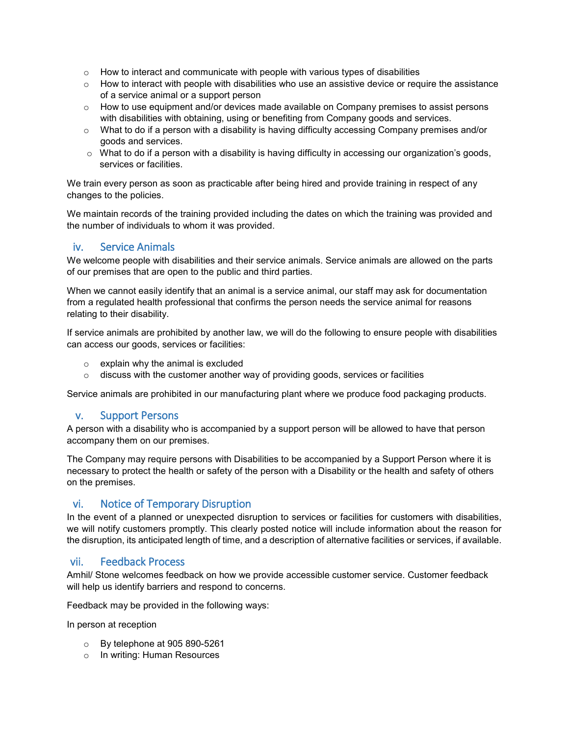- How to interact and communicate with people with various types of disabilities
- How to interact with people with disabilities who use an assistive device or require the assistance of a service animal or a support person
- How to use equipment and/or devices made available on Company premises to assist persons with disabilities with obtaining, using or benefiting from Company goods and services.
- What to do if a person with a disability is having difficulty accessing Company premises and/or goods and services.
- What to do if a person with a disability is having difficulty in accessing our organization's goods, services or facilities.

We train every person as soon as practicable after being hired and provide training in respect of any changes to the policies.

We maintain records of the training provided including the dates on which the training was provided and the number of individuals to whom it was provided.

## iv. Service Animals

We welcome people with disabilities and their service animals. Service animals are allowed on the parts of our premises that are open to the public and third parties.

When we cannot easily identify that an animal is a service animal, our staff may ask for documentation from a regulated health professional that confirms the person needs the service animal for reasons relating to their disability.

If service animals are prohibited by another law, we will do the following to ensure people with disabilities can access our goods, services or facilities:

- explain why the animal is excluded
- discuss with the customer another way of providing goods, services or facilities

Service animals are prohibited in our manufacturing plant where we produce food packaging products.

## v. Support Persons

A person with a disability who is accompanied by a support person will be allowed to have that person accompany them on our premises.

The Company may require persons with Disabilities to be accompanied by a Support Person where it is necessary to protect the health or safety of the person with a Disability or the health and safety of others on the premises.

## vi. Notice of Temporary Disruption

In the event of a planned or unexpected disruption to services or facilities for customers with disabilities, we will notify customers promptly. This clearly posted notice will include information about the reason for the disruption, its anticipated length of time, and a description of alternative facilities or services, if available.

## vii. Feedback Process

Amhil/ Stone welcomes feedback on how we provide accessible customer service. Customer feedback will help us identify barriers and respond to concerns.

Feedback may be provided in the following ways:

In person at reception

- By telephone at 905 890-5261
- In writing: Human Resources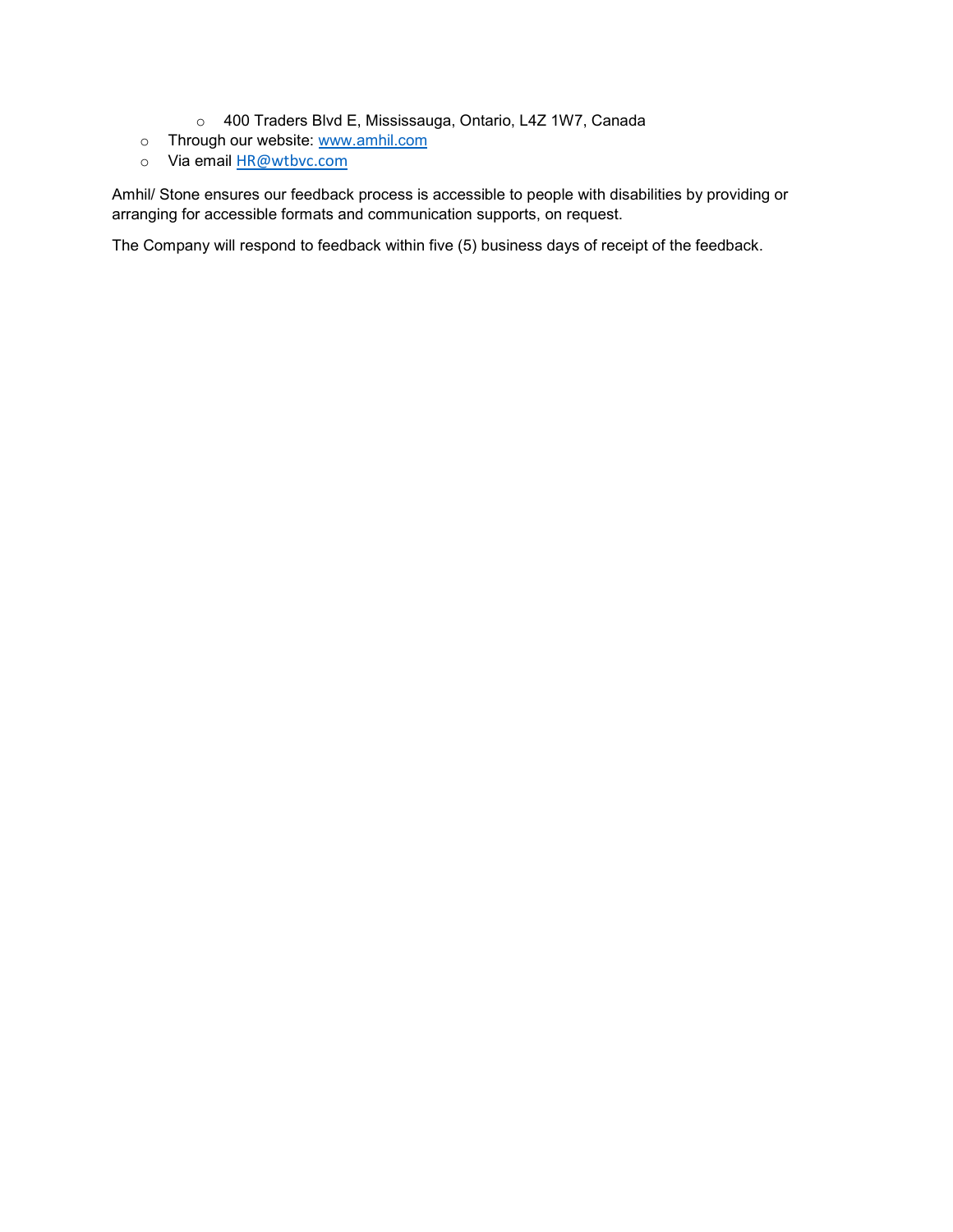- 400 Traders Blvd E, Mississauga, Ontario, L4Z 1W7, Canada
  - Through our website: www.amhil.com
  - Via email HR@wtbvc.com

Amhil/ Stone ensures our feedback process is accessible to people with disabilities by providing or arranging for accessible formats and communication supports, on request.

The Company will respond to feedback within five (5) business days of receipt of the feedback.